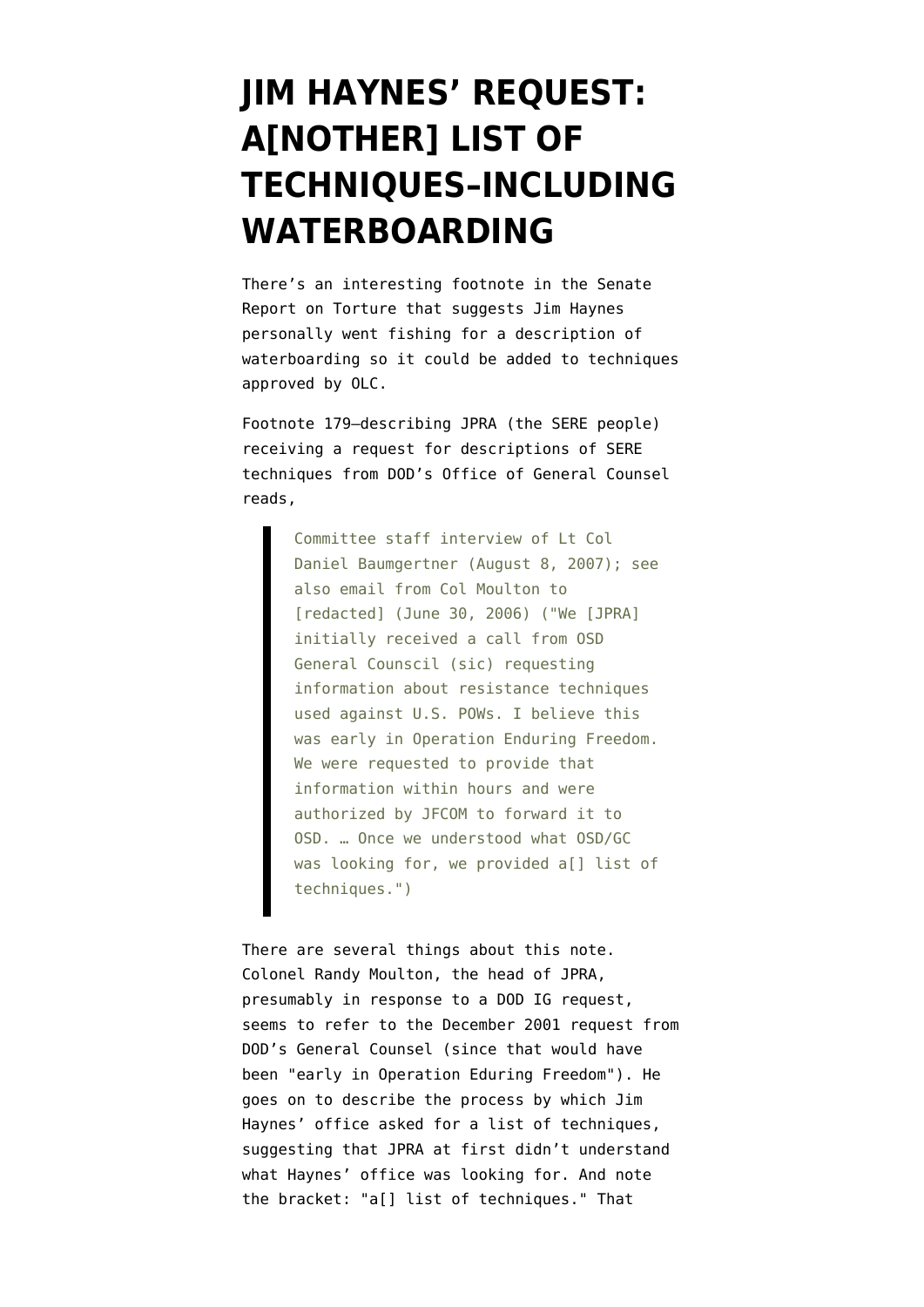# JIM HAYNES' REQUEST: A[NOTHER] LIST OF TECHNIQUES–INCLUDING WATERBOARDING

There's an interesting footnote in the Senate Report on Torture that suggests Jim Haynes personally went fishing for a description of waterboarding so it could be added to techniques approved by OLC.

Footnote 179–describing JPRA (the SERE people) receiving a request for descriptions of SERE techniques from DOD's Office of General Counsel reads,

> Committee staff interview of Lt Col Daniel Baumgertner (August 8, 2007); see also email from Col Moulton to [redacted] (June 30, 2006) ("We [JPRA] initially received a call from OSD General Counscil (sic) requesting information about resistance techniques used against U.S. POWs. I believe this was early in Operation Enduring Freedom. We were requested to provide that information within hours and were authorized by JFCOM to forward it to OSD. … Once we understood what OSD/GC was looking for, we provided a[] list of techniques.")

There are several things about this note. Colonel Randy Moulton, the head of JPRA, presumably in response to a DOD IG request, seems to refer to the December 2001 request from DOD's General Counsel (since that would have been "early in Operation Eduring Freedom"). He goes on to describe the process by which Jim Haynes' office asked for a list of techniques, suggesting that JPRA at first didn't understand what Haynes' office was looking for. And note the bracket: "a[] list of techniques." That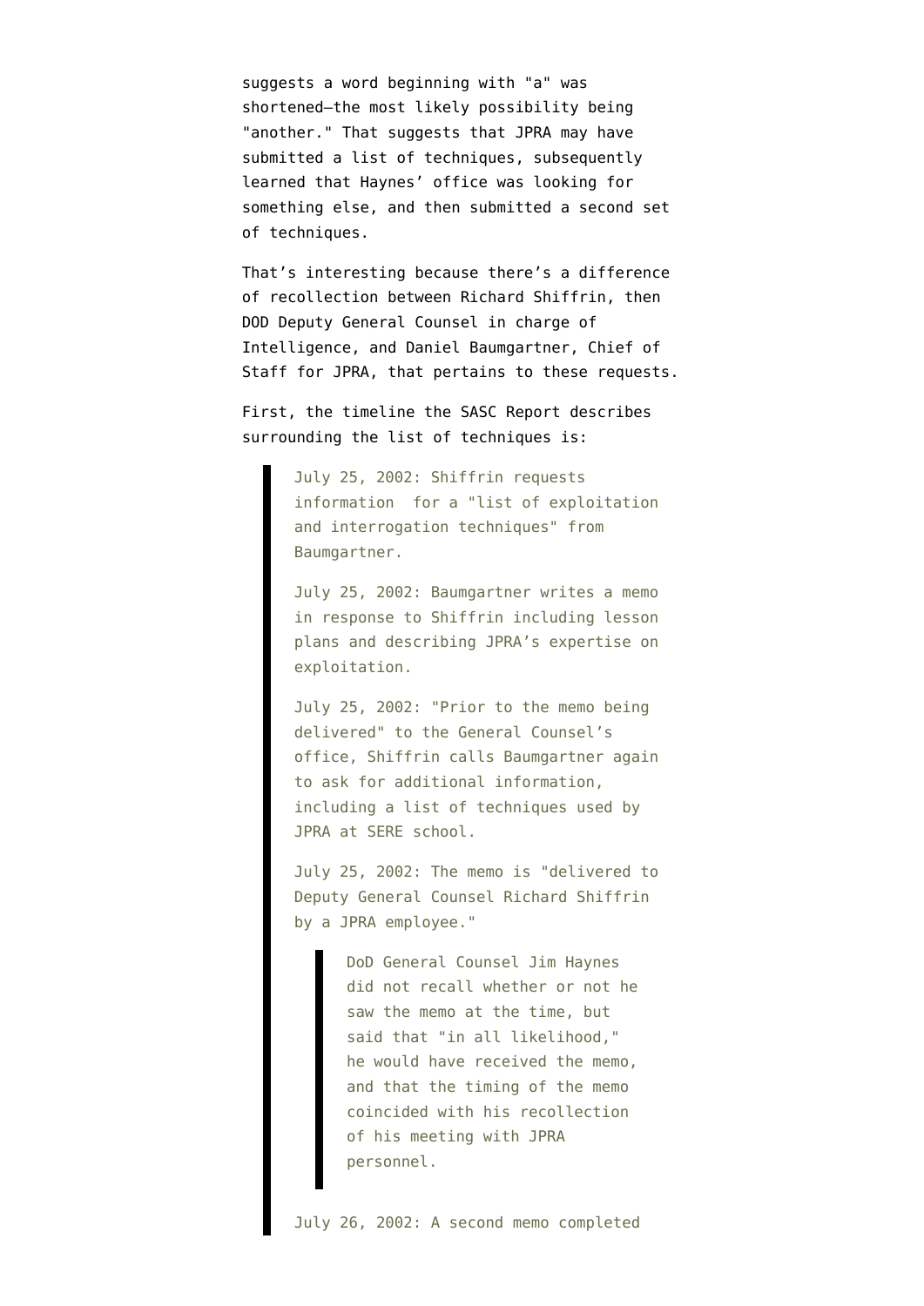suggests a word beginning with "a" was shortened—the most likely possibility being "another." That suggests that JPRA may have submitted a list of techniques, subsequently learned that Haynes' office was looking for something else, and then submitted a second set of techniques.

That's interesting because there's a difference of recollection between Richard Shiffrin, then DOD Deputy General Counsel in charge of Intelligence, and Daniel Baumgartner, Chief of Staff for JPRA, that pertains to these requests.

First, the timeline the SASC Report describes surrounding the list of techniques is:

> July 25, 2002: Shiffrin requests information for a "list of exploitation and interrogation techniques" from Baumgartner.
>
> July 25, 2002: Baumgartner writes a memo in response to Shiffrin including lesson plans and describing JPRA's expertise on exploitation.
>
> July 25, 2002: "Prior to the memo being delivered" to the General Counsel's office, Shiffrin calls Baumgartner again to ask for additional information, including a list of techniques used by JPRA at SERE school.
>
> July 25, 2002: The memo is "delivered to Deputy General Counsel Richard Shiffrin by a JPRA employee."
>
> > DoD General Counsel Jim Haynes did not recall whether or not he saw the memo at the time, but said that "in all likelihood," he would have received the memo, and that the timing of the memo coincided with his recollection of his meeting with JPRA personnel.
>
> July 26, 2002: A second memo completed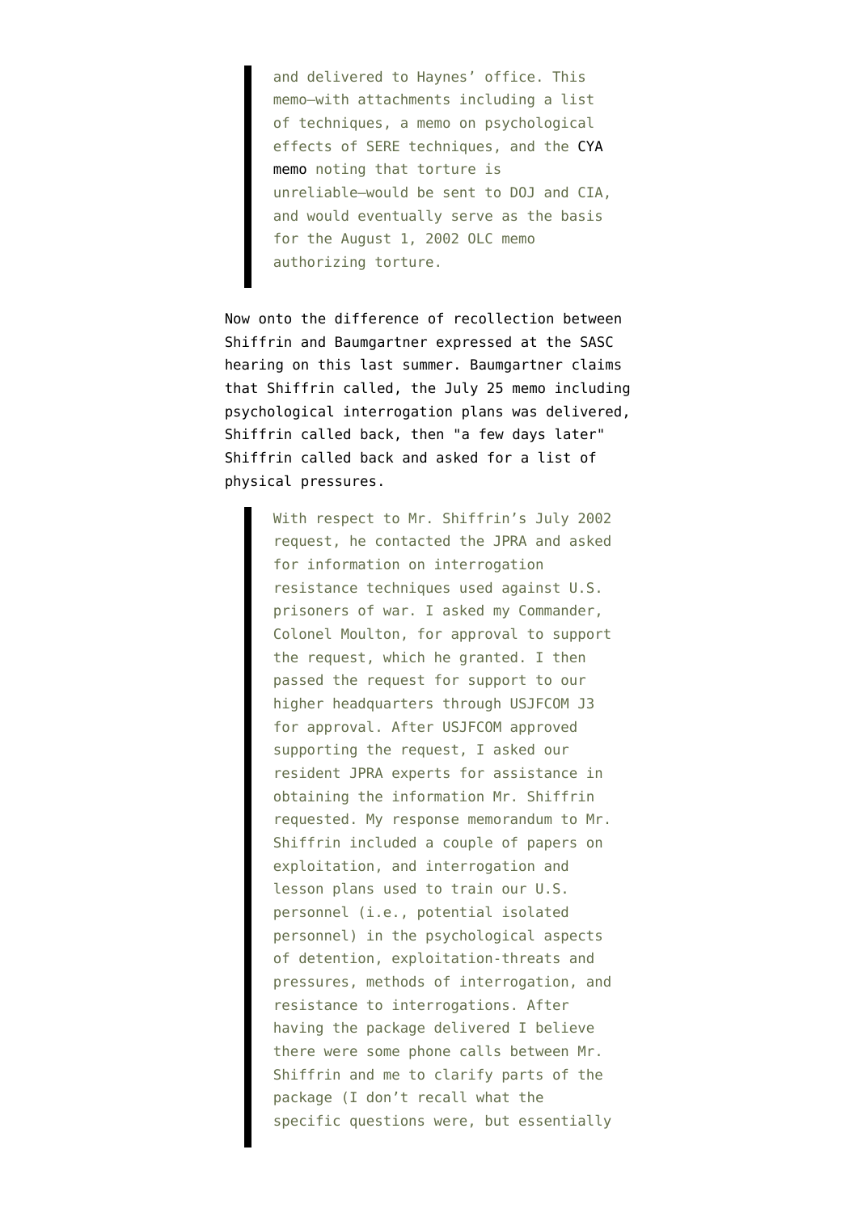> and delivered to Haynes' office. This memo–with attachments including a list of techniques, a memo on psychological effects of SERE techniques, and the CYA memo noting that torture is unreliable–would be sent to DOJ and CIA, and would eventually serve as the basis for the August 1, 2002 OLC memo authorizing torture.

Now onto the difference of recollection between Shiffrin and Baumgartner expressed at the SASC hearing on this last summer. Baumgartner claims that Shiffrin called, the July 25 memo including psychological interrogation plans was delivered, Shiffrin called back, then "a few days later" Shiffrin called back and asked for a list of physical pressures.

> With respect to Mr. Shiffrin's July 2002 request, he contacted the JPRA and asked for information on interrogation resistance techniques used against U.S. prisoners of war. I asked my Commander, Colonel Moulton, for approval to support the request, which he granted. I then passed the request for support to our higher headquarters through USJFCOM J3 for approval. After USJFCOM approved supporting the request, I asked our resident JPRA experts for assistance in obtaining the information Mr. Shiffrin requested. My response memorandum to Mr. Shiffrin included a couple of papers on exploitation, and interrogation and lesson plans used to train our U.S. personnel (i.e., potential isolated personnel) in the psychological aspects of detention, exploitation-threats and pressures, methods of interrogation, and resistance to interrogations. After having the package delivered I believe there were some phone calls between Mr. Shiffrin and me to clarify parts of the package (I don't recall what the specific questions were, but essentially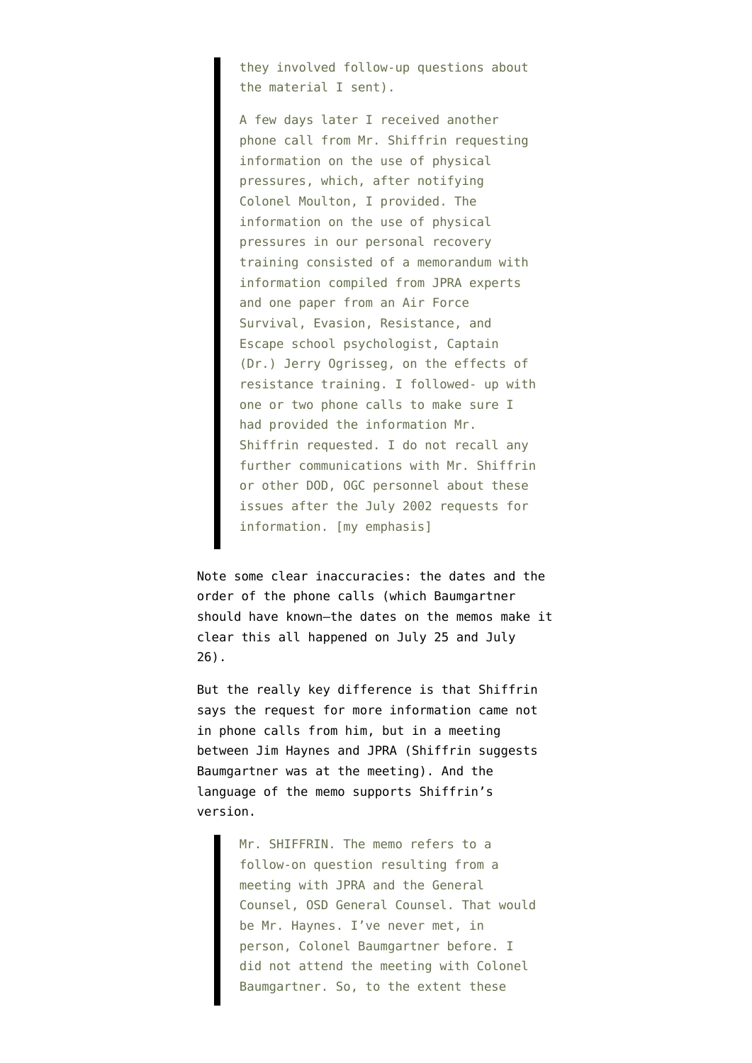> they involved follow-up questions about the material I sent).
>
> A few days later I received another phone call from Mr. Shiffrin requesting information on the use of physical pressures, which, after notifying Colonel Moulton, I provided. The information on the use of physical pressures in our personal recovery training consisted of a memorandum with information compiled from JPRA experts and one paper from an Air Force Survival, Evasion, Resistance, and Escape school psychologist, Captain (Dr.) Jerry Ogrisseg, on the effects of resistance training. I followed- up with one or two phone calls to make sure I had provided the information Mr. Shiffrin requested. I do not recall any further communications with Mr. Shiffrin or other DOD, OGC personnel about these issues after the July 2002 requests for information. [my emphasis]

Note some clear inaccuracies: the dates and the order of the phone calls (which Baumgartner should have known–the dates on the memos make it clear this all happened on July 25 and July 26).

But the really key difference is that Shiffrin says the request for more information came not in phone calls from him, but in a meeting between Jim Haynes and JPRA (Shiffrin suggests Baumgartner was at the meeting). And the language of the memo supports Shiffrin's version.

> Mr. SHIFFRIN. The memo refers to a follow-on question resulting from a meeting with JPRA and the General Counsel, OSD General Counsel. That would be Mr. Haynes. I've never met, in person, Colonel Baumgartner before. I did not attend the meeting with Colonel Baumgartner. So, to the extent these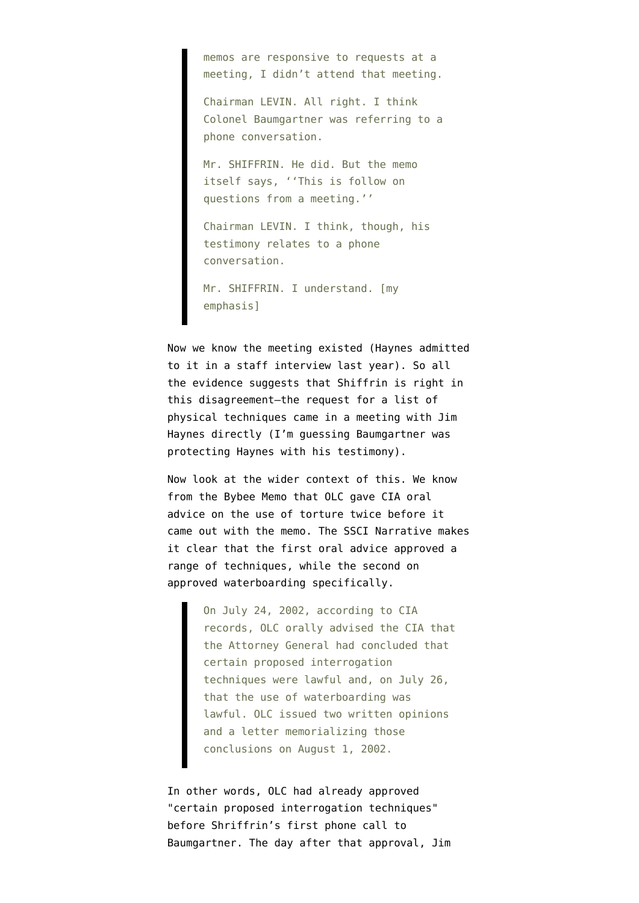> memos are responsive to requests at a meeting, I didn't attend that meeting.
>
> Chairman LEVIN. All right. I think Colonel Baumgartner was referring to a phone conversation.
>
> Mr. SHIFFRIN. He did. But the memo itself says, ''This is follow on questions from a meeting.''
>
> Chairman LEVIN. I think, though, his testimony relates to a phone conversation.
>
> Mr. SHIFFRIN. I understand. [my emphasis]

Now we know the meeting existed (Haynes admitted to it in a staff interview last year). So all the evidence suggests that Shiffrin is right in this disagreement–the request for a list of physical techniques came in a meeting with Jim Haynes directly (I'm guessing Baumgartner was protecting Haynes with his testimony).

Now look at the wider context of this. We know from the Bybee Memo that OLC gave CIA oral advice on the use of torture twice before it came out with the memo. The SSCI Narrative makes it clear that the first oral advice approved a range of techniques, while the second on approved waterboarding specifically.

> On July 24, 2002, according to CIA records, OLC orally advised the CIA that the Attorney General had concluded that certain proposed interrogation techniques were lawful and, on July 26, that the use of waterboarding was lawful. OLC issued two written opinions and a letter memorializing those conclusions on August 1, 2002.

In other words, OLC had already approved "certain proposed interrogation techniques" before Shriffrin's first phone call to Baumgartner. The day after that approval, Jim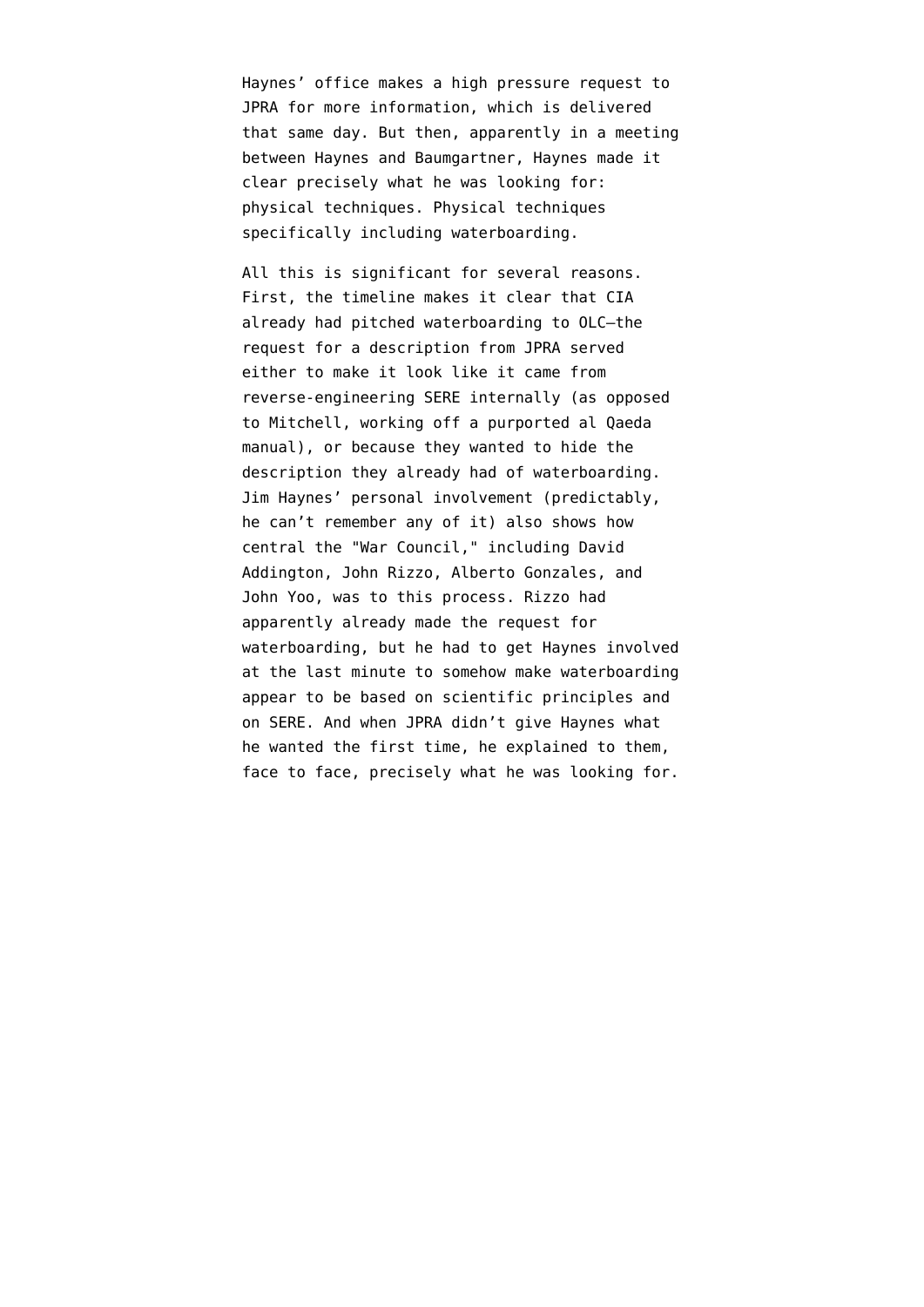Haynes' office makes a high pressure request to JPRA for more information, which is delivered that same day. But then, apparently in a meeting between Haynes and Baumgartner, Haynes made it clear precisely what he was looking for: physical techniques. Physical techniques specifically including waterboarding.

All this is significant for several reasons. First, the timeline makes it clear that CIA already had pitched waterboarding to OLC—the request for a description from JPRA served either to make it look like it came from reverse-engineering SERE internally (as opposed to Mitchell, working off a purported al Qaeda manual), or because they wanted to hide the description they already had of waterboarding. Jim Haynes' personal involvement (predictably, he can't remember any of it) also shows how central the "War Council," including David Addington, John Rizzo, Alberto Gonzales, and John Yoo, was to this process. Rizzo had apparently already made the request for waterboarding, but he had to get Haynes involved at the last minute to somehow make waterboarding appear to be based on scientific principles and on SERE. And when JPRA didn't give Haynes what he wanted the first time, he explained to them, face to face, precisely what he was looking for.